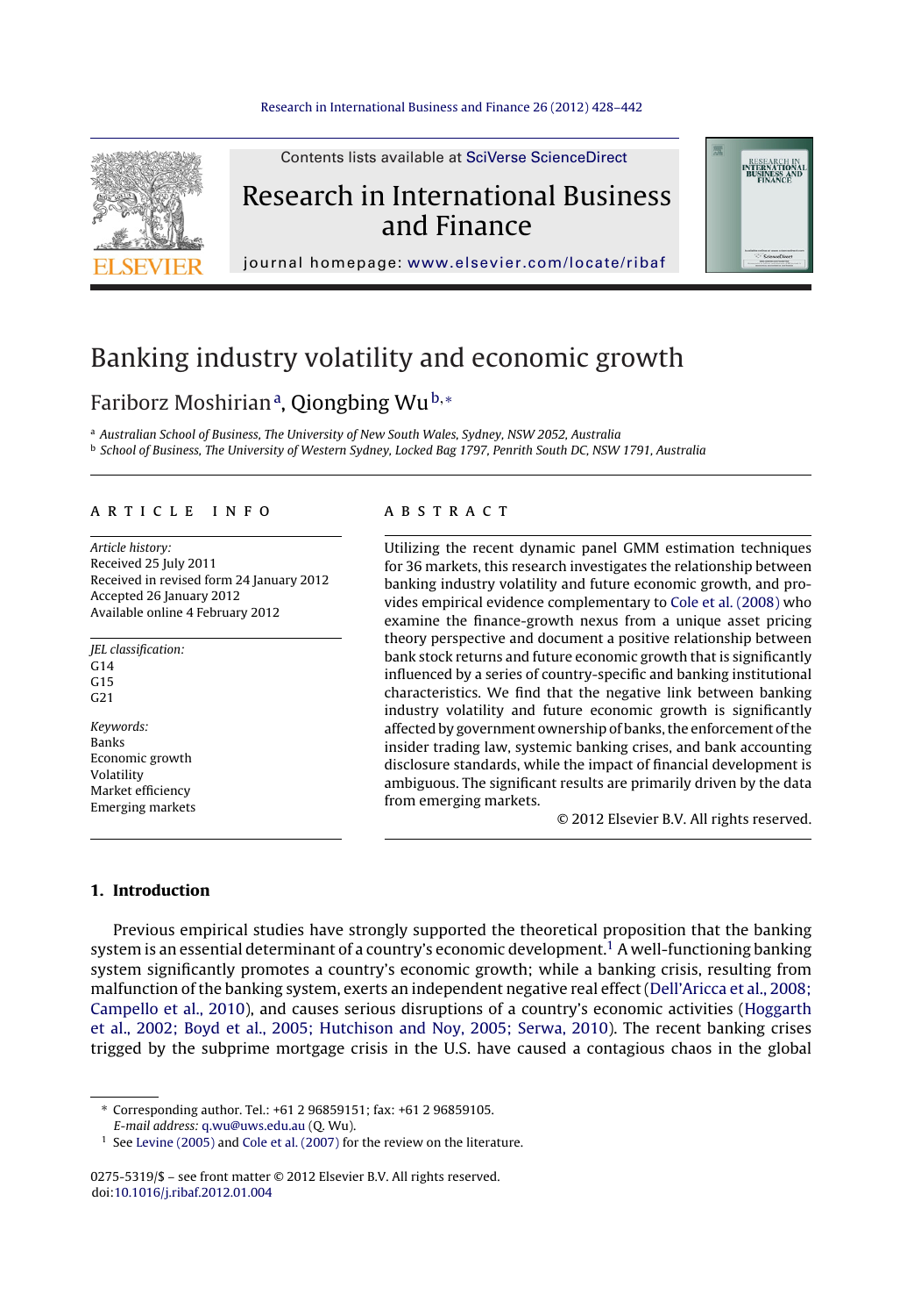# Banking industry volatility and economic growth

Fariborz Moshirian[a], Qiongbing Wu[b,*]

[a] Australian School of Business, The University of New South Wales, Sydney, NSW 2052, Australia

[b] School of Business, The University of Western Sydney, Locked Bag 1797, Penrith South DC, NSW 1791, Australia

## ARTICLE INFO

*Article history:*
Received 25 July 2011
Received in revised form 24 January 2012
Accepted 26 January 2012
Available online 4 February 2012

*JEL classification:*
G14
G15
G21

*Keywords:*
Banks
Economic growth
Volatility
Market efficiency
Emerging markets

## ABSTRACT

Utilizing the recent dynamic panel GMM estimation techniques for 36 markets, this research investigates the relationship between banking industry volatility and future economic growth, and provides empirical evidence complementary to Cole et al. (2008) who examine the finance-growth nexus from a unique asset pricing theory perspective and document a positive relationship between bank stock returns and future economic growth that is significantly influenced by a series of country-specific and banking institutional characteristics. We find that the negative link between banking industry volatility and future economic growth is significantly affected by government ownership of banks, the enforcement of the insider trading law, systemic banking crises, and bank accounting disclosure standards, while the impact of financial development is ambiguous. The significant results are primarily driven by the data from emerging markets.

© 2012 Elsevier B.V. All rights reserved.

## 1. Introduction

Previous empirical studies have strongly supported the theoretical proposition that the banking system is an essential determinant of a country's economic development.[1] A well-functioning banking system significantly promotes a country's economic growth; while a banking crisis, resulting from malfunction of the banking system, exerts an independent negative real effect (Dell'Aricca et al., 2008; Campello et al., 2010), and causes serious disruptions of a country's economic activities (Hoggarth et al., 2002; Boyd et al., 2005; Hutchison and Noy, 2005; Serwa, 2010). The recent banking crises trigged by the subprime mortgage crisis in the U.S. have caused a contagious chaos in the global

---

* Corresponding author. Tel.: +61 2 96859151; fax: +61 2 96859105.
*E-mail address:* q.wu@uws.edu.au (Q. Wu).

[1] See Levine (2005) and Cole et al. (2007) for the review on the literature.

0275-5319/$ – see front matter © 2012 Elsevier B.V. All rights reserved.
doi:10.1016/j.ribaf.2012.01.004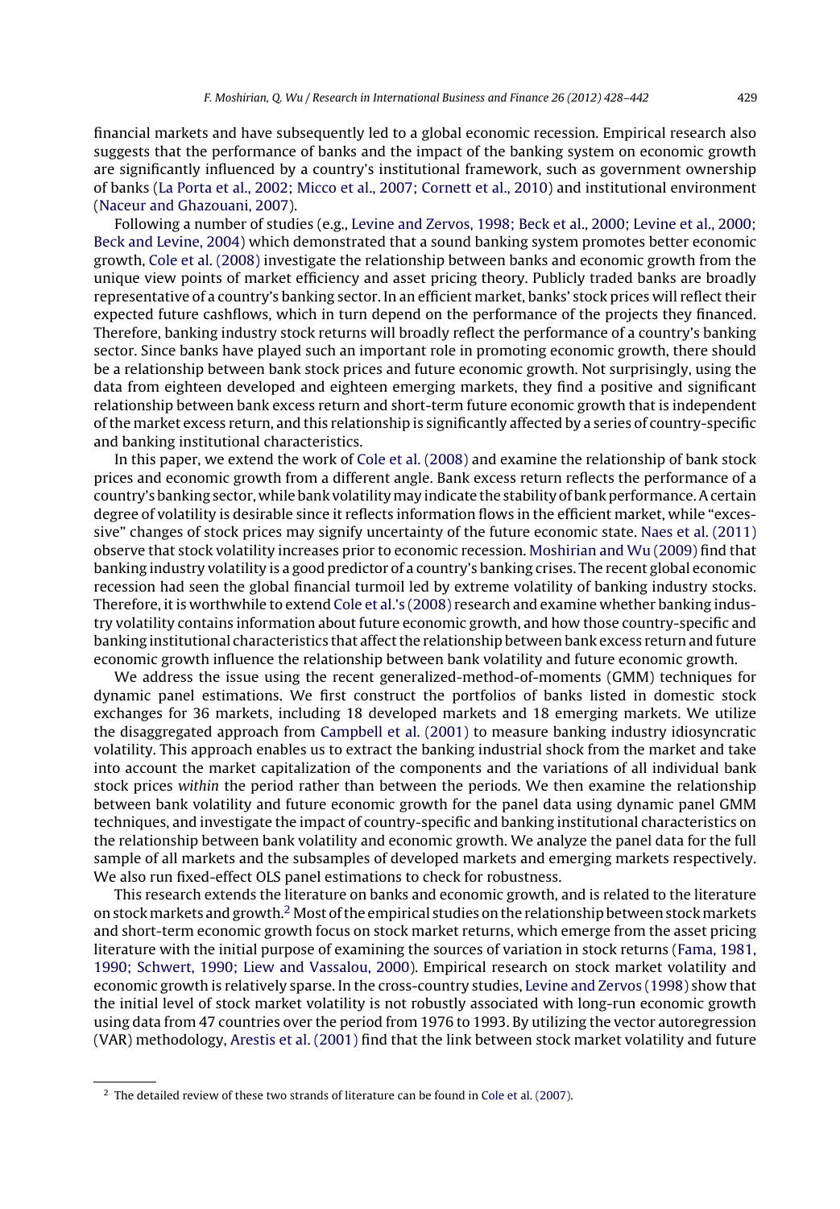financial markets and have subsequently led to a global economic recession. Empirical research also suggests that the performance of banks and the impact of the banking system on economic growth are significantly influenced by a country's institutional framework, such as government ownership of banks (La Porta et al., 2002; Micco et al., 2007; Cornett et al., 2010) and institutional environment (Naceur and Ghazouani, 2007).

Following a number of studies (e.g., Levine and Zervos, 1998; Beck et al., 2000; Levine et al., 2000; Beck and Levine, 2004) which demonstrated that a sound banking system promotes better economic growth, Cole et al. (2008) investigate the relationship between banks and economic growth from the unique view points of market efficiency and asset pricing theory. Publicly traded banks are broadly representative of a country's banking sector. In an efficient market, banks' stock prices will reflect their expected future cashflows, which in turn depend on the performance of the projects they financed. Therefore, banking industry stock returns will broadly reflect the performance of a country's banking sector. Since banks have played such an important role in promoting economic growth, there should be a relationship between bank stock prices and future economic growth. Not surprisingly, using the data from eighteen developed and eighteen emerging markets, they find a positive and significant relationship between bank excess return and short-term future economic growth that is independent of the market excess return, and this relationship is significantly affected by a series of country-specific and banking institutional characteristics.

In this paper, we extend the work of Cole et al. (2008) and examine the relationship of bank stock prices and economic growth from a different angle. Bank excess return reflects the performance of a country's banking sector, while bank volatility may indicate the stability of bank performance. A certain degree of volatility is desirable since it reflects information flows in the efficient market, while "excessive" changes of stock prices may signify uncertainty of the future economic state. Naes et al. (2011) observe that stock volatility increases prior to economic recession. Moshirian and Wu (2009) find that banking industry volatility is a good predictor of a country's banking crises. The recent global economic recession had seen the global financial turmoil led by extreme volatility of banking industry stocks. Therefore, it is worthwhile to extend Cole et al.'s (2008) research and examine whether banking industry volatility contains information about future economic growth, and how those country-specific and banking institutional characteristics that affect the relationship between bank excess return and future economic growth influence the relationship between bank volatility and future economic growth.

We address the issue using the recent generalized-method-of-moments (GMM) techniques for dynamic panel estimations. We first construct the portfolios of banks listed in domestic stock exchanges for 36 markets, including 18 developed markets and 18 emerging markets. We utilize the disaggregated approach from Campbell et al. (2001) to measure banking industry idiosyncratic volatility. This approach enables us to extract the banking industrial shock from the market and take into account the market capitalization of the components and the variations of all individual bank stock prices *within* the period rather than between the periods. We then examine the relationship between bank volatility and future economic growth for the panel data using dynamic panel GMM techniques, and investigate the impact of country-specific and banking institutional characteristics on the relationship between bank volatility and economic growth. We analyze the panel data for the full sample of all markets and the subsamples of developed markets and emerging markets respectively. We also run fixed-effect OLS panel estimations to check for robustness.

This research extends the literature on banks and economic growth, and is related to the literature on stock markets and growth.[2] Most of the empirical studies on the relationship between stock markets and short-term economic growth focus on stock market returns, which emerge from the asset pricing literature with the initial purpose of examining the sources of variation in stock returns (Fama, 1981, 1990; Schwert, 1990; Liew and Vassalou, 2000). Empirical research on stock market volatility and economic growth is relatively sparse. In the cross-country studies, Levine and Zervos (1998) show that the initial level of stock market volatility is not robustly associated with long-run economic growth using data from 47 countries over the period from 1976 to 1993. By utilizing the vector autoregression (VAR) methodology, Arestis et al. (2001) find that the link between stock market volatility and future

[2] The detailed review of these two strands of literature can be found in Cole et al. (2007).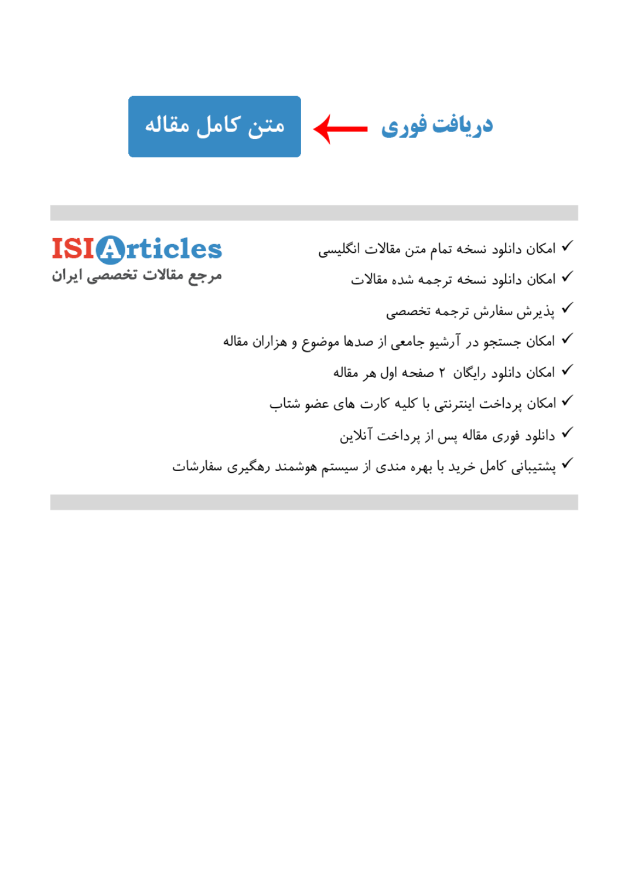دریافت فوری ← متن کامل مقاله

**ISIArticles**

مرجع مقالات تخصصی ایران

- ✓ امکان دانلود نسخه تمام متن مقالات انگلیسی
- ✓ امکان دانلود نسخه ترجمه شده مقالات
- ✓ پذیرش سفارش ترجمه تخصصی
- ✓ امکان جستجو در آرشیو جامعی از صدها موضوع و هزاران مقاله
- ✓ امکان دانلود رایگان ۲ صفحه اول هر مقاله
- ✓ امکان پرداخت اینترنتی با کلیه کارت های عضو شتاب
- ✓ دانلود فوری مقاله پس از پرداخت آنلاین
- ✓ پشتیبانی کامل خرید با بهره مندی از سیستم هوشمند رهگیری سفارشات